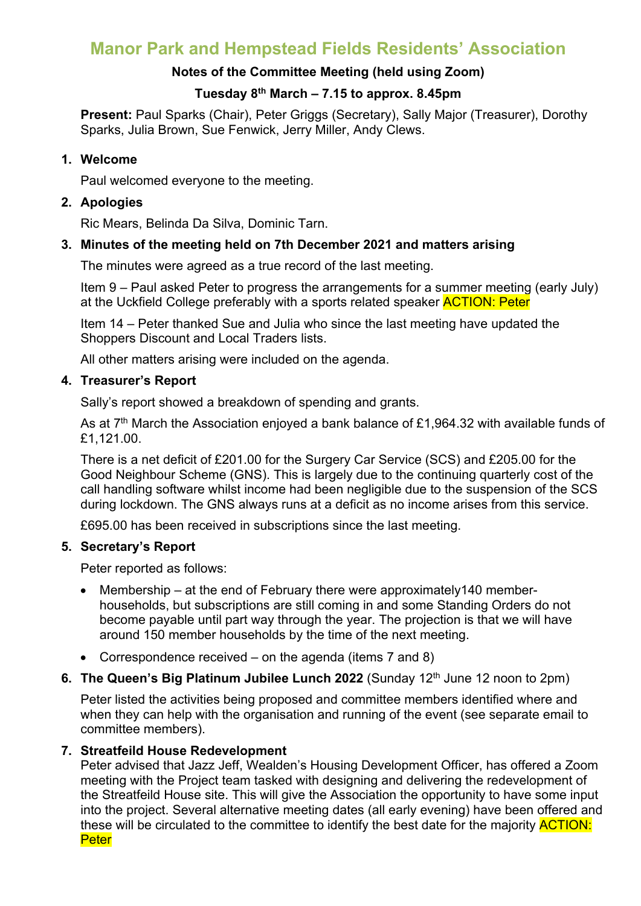# Manor Park and Hempstead Fields Residents' Association

**Notes of the Committee Meeting (held using Zoom)**

**Tuesday 8th March – 7.15 to approx. 8.45pm**

**Present:** Paul Sparks (Chair), Peter Griggs (Secretary), Sally Major (Treasurer), Dorothy Sparks, Julia Brown, Sue Fenwick, Jerry Miller, Andy Clews.

## 1. Welcome

Paul welcomed everyone to the meeting.

## 2. Apologies

Ric Mears, Belinda Da Silva, Dominic Tarn.

## 3. Minutes of the meeting held on 7th December 2021 and matters arising

The minutes were agreed as a true record of the last meeting.

Item 9 – Paul asked Peter to progress the arrangements for a summer meeting (early July) at the Uckfield College preferably with a sports related speaker ACTION: Peter

Item 14 – Peter thanked Sue and Julia who since the last meeting have updated the Shoppers Discount and Local Traders lists.

All other matters arising were included on the agenda.

## 4. Treasurer's Report

Sally's report showed a breakdown of spending and grants.

As at 7th March the Association enjoyed a bank balance of £1,964.32 with available funds of £1,121.00.

There is a net deficit of £201.00 for the Surgery Car Service (SCS) and £205.00 for the Good Neighbour Scheme (GNS). This is largely due to the continuing quarterly cost of the call handling software whilst income had been negligible due to the suspension of the SCS during lockdown. The GNS always runs at a deficit as no income arises from this service.

£695.00 has been received in subscriptions since the last meeting.

## 5. Secretary's Report

Peter reported as follows:

- Membership – at the end of February there were approximately140 member-households, but subscriptions are still coming in and some Standing Orders do not become payable until part way through the year. The projection is that we will have around 150 member households by the time of the next meeting.
- Correspondence received – on the agenda (items 7 and 8)

## 6. The Queen's Big Platinum Jubilee Lunch 2022 (Sunday 12th June 12 noon to 2pm)

Peter listed the activities being proposed and committee members identified where and when they can help with the organisation and running of the event (see separate email to committee members).

## 7. Streatfeild House Redevelopment

Peter advised that Jazz Jeff, Wealden's Housing Development Officer, has offered a Zoom meeting with the Project team tasked with designing and delivering the redevelopment of the Streatfeild House site. This will give the Association the opportunity to have some input into the project. Several alternative meeting dates (all early evening) have been offered and these will be circulated to the committee to identify the best date for the majority ACTION: Peter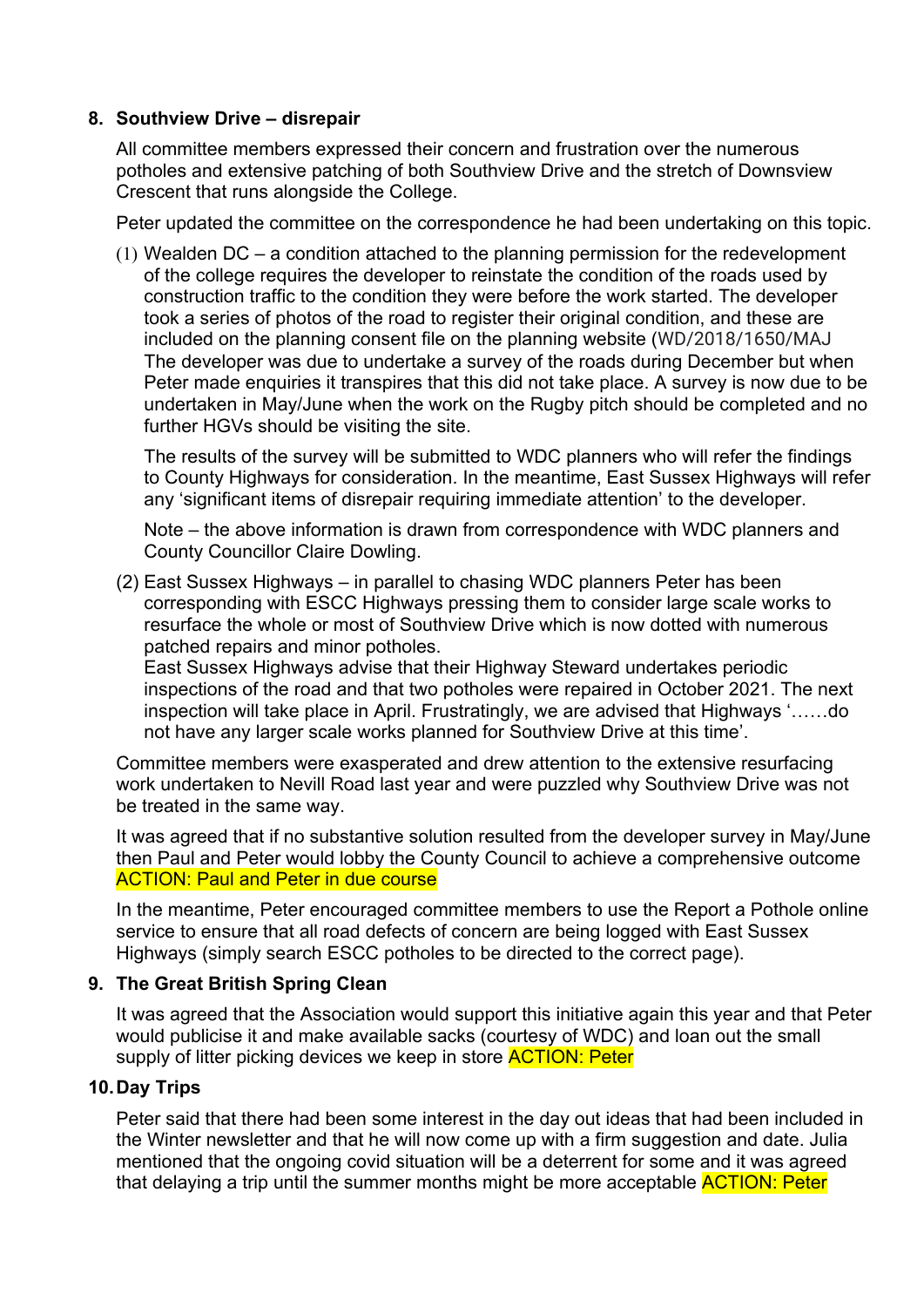## 8. Southview Drive – disrepair

All committee members expressed their concern and frustration over the numerous potholes and extensive patching of both Southview Drive and the stretch of Downsview Crescent that runs alongside the College.

Peter updated the committee on the correspondence he had been undertaking on this topic.

(1) Wealden DC – a condition attached to the planning permission for the redevelopment of the college requires the developer to reinstate the condition of the roads used by construction traffic to the condition they were before the work started. The developer took a series of photos of the road to register their original condition, and these are included on the planning consent file on the planning website (WD/2018/1650/MAJ
The developer was due to undertake a survey of the roads during December but when Peter made enquiries it transpires that this did not take place. A survey is now due to be undertaken in May/June when the work on the Rugby pitch should be completed and no further HGVs should be visiting the site.

The results of the survey will be submitted to WDC planners who will refer the findings to County Highways for consideration. In the meantime, East Sussex Highways will refer any 'significant items of disrepair requiring immediate attention' to the developer.

Note – the above information is drawn from correspondence with WDC planners and County Councillor Claire Dowling.

(2) East Sussex Highways – in parallel to chasing WDC planners Peter has been corresponding with ESCC Highways pressing them to consider large scale works to resurface the whole or most of Southview Drive which is now dotted with numerous patched repairs and minor potholes.
East Sussex Highways advise that their Highway Steward undertakes periodic inspections of the road and that two potholes were repaired in October 2021. The next inspection will take place in April. Frustratingly, we are advised that Highways '……do not have any larger scale works planned for Southview Drive at this time'.

Committee members were exasperated and drew attention to the extensive resurfacing work undertaken to Nevill Road last year and were puzzled why Southview Drive was not be treated in the same way.

It was agreed that if no substantive solution resulted from the developer survey in May/June then Paul and Peter would lobby the County Council to achieve a comprehensive outcome **ACTION: Paul and Peter in due course**

In the meantime, Peter encouraged committee members to use the Report a Pothole online service to ensure that all road defects of concern are being logged with East Sussex Highways (simply search ESCC potholes to be directed to the correct page).

## 9. The Great British Spring Clean

It was agreed that the Association would support this initiative again this year and that Peter would publicise it and make available sacks (courtesy of WDC) and loan out the small supply of litter picking devices we keep in store **ACTION: Peter**

## 10. Day Trips

Peter said that there had been some interest in the day out ideas that had been included in the Winter newsletter and that he will now come up with a firm suggestion and date. Julia mentioned that the ongoing covid situation will be a deterrent for some and it was agreed that delaying a trip until the summer months might be more acceptable **ACTION: Peter**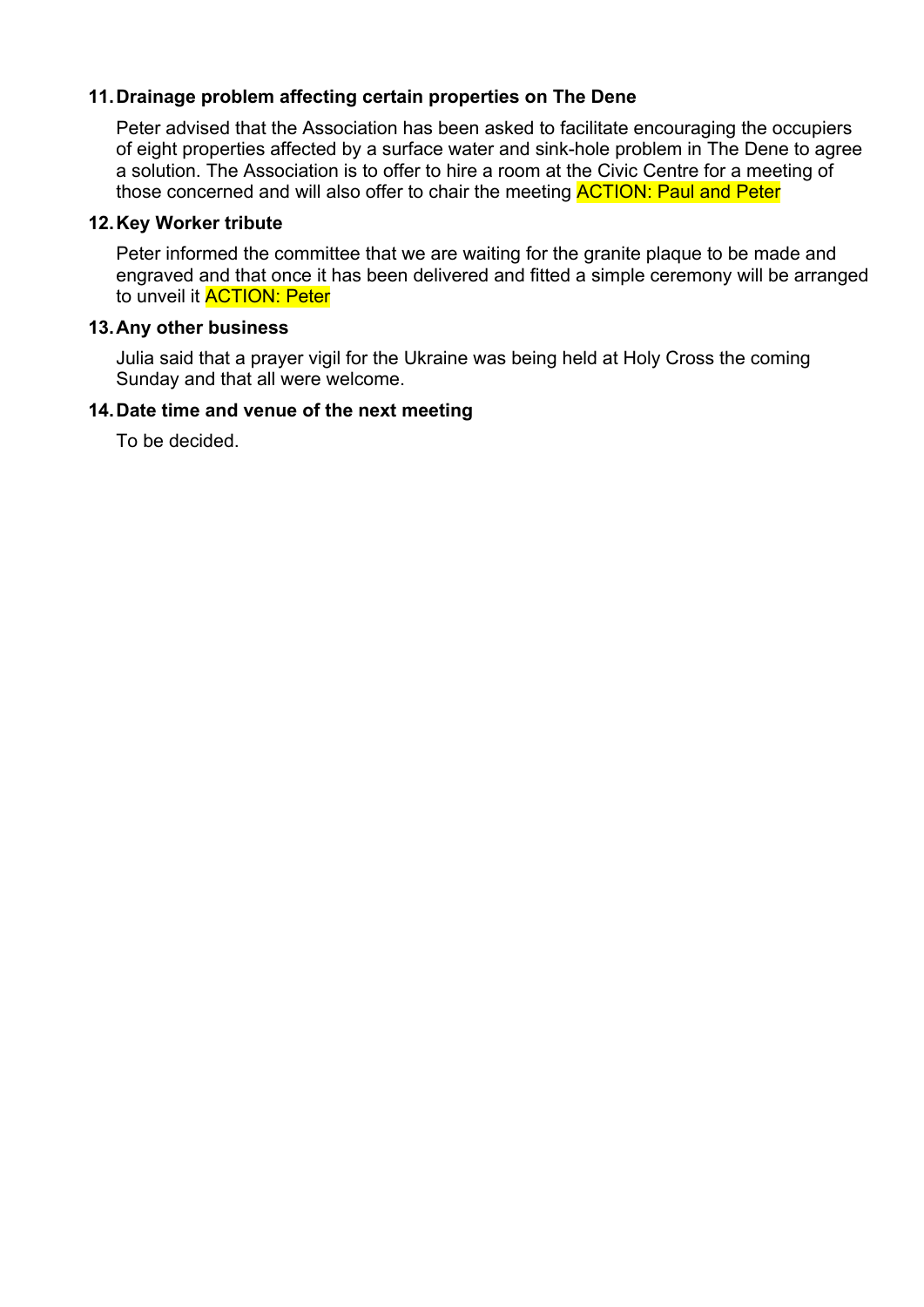**11. Drainage problem affecting certain properties on The Dene**

Peter advised that the Association has been asked to facilitate encouraging the occupiers of eight properties affected by a surface water and sink-hole problem in The Dene to agree a solution. The Association is to offer to hire a room at the Civic Centre for a meeting of those concerned and will also offer to chair the meeting ACTION: Paul and Peter

**12. Key Worker tribute**

Peter informed the committee that we are waiting for the granite plaque to be made and engraved and that once it has been delivered and fitted a simple ceremony will be arranged to unveil it ACTION: Peter

**13. Any other business**

Julia said that a prayer vigil for the Ukraine was being held at Holy Cross the coming Sunday and that all were welcome.

**14. Date time and venue of the next meeting**

To be decided.